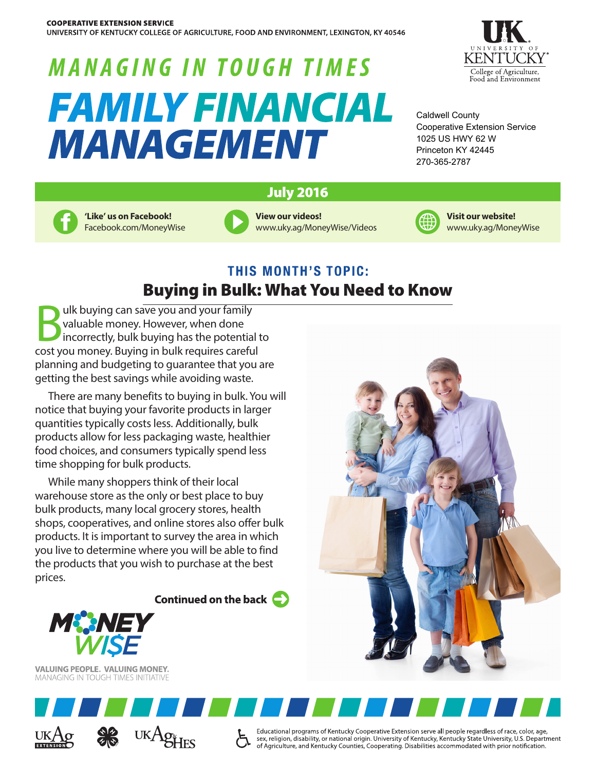COOPERATIVE EXTENSION SERVICE
UNIVERSITY OF KENTUCKY COLLEGE OF AGRICULTURE, FOOD AND ENVIRONMENT, LEXINGTON, KY 40546

# MANAGING IN TOUGH TIMES

# FAMILY FINANCIAL MANAGEMENT

Caldwell County
Cooperative Extension Service
1025 US HWY 62 W
Princeton KY 42445
270-365-2787

**July 2016**

**'Like' us on Facebook!**
Facebook.com/MoneyWise

**View our videos!**
www.uky.ag/MoneyWise/Videos

**Visit our website!**
www.uky.ag/MoneyWise

## THIS MONTH'S TOPIC:

## Buying in Bulk: What You Need to Know

Bulk buying can save you and your family valuable money. However, when done incorrectly, bulk buying has the potential to cost you money. Buying in bulk requires careful planning and budgeting to guarantee that you are getting the best savings while avoiding waste.

There are many benefits to buying in bulk. You will notice that buying your favorite products in larger quantities typically costs less. Additionally, bulk products allow for less packaging waste, healthier food choices, and consumers typically spend less time shopping for bulk products.

While many shoppers think of their local warehouse store as the only or best place to buy bulk products, many local grocery stores, health shops, cooperatives, and online stores also offer bulk products. It is important to survey the area in which you live to determine where you will be able to find the products that you wish to purchase at the best prices.

**Continued on the back**

MONEY WI$E

VALUING PEOPLE. VALUING MONEY.
MANAGING IN TOUGH TIMES INITIATIVE

Educational programs of Kentucky Cooperative Extension serve all people regardless of race, color, age, sex, religion, disability, or national origin. University of Kentucky, Kentucky State University, U.S. Department of Agriculture, and Kentucky Counties, Cooperating. Disabilities accommodated with prior notification.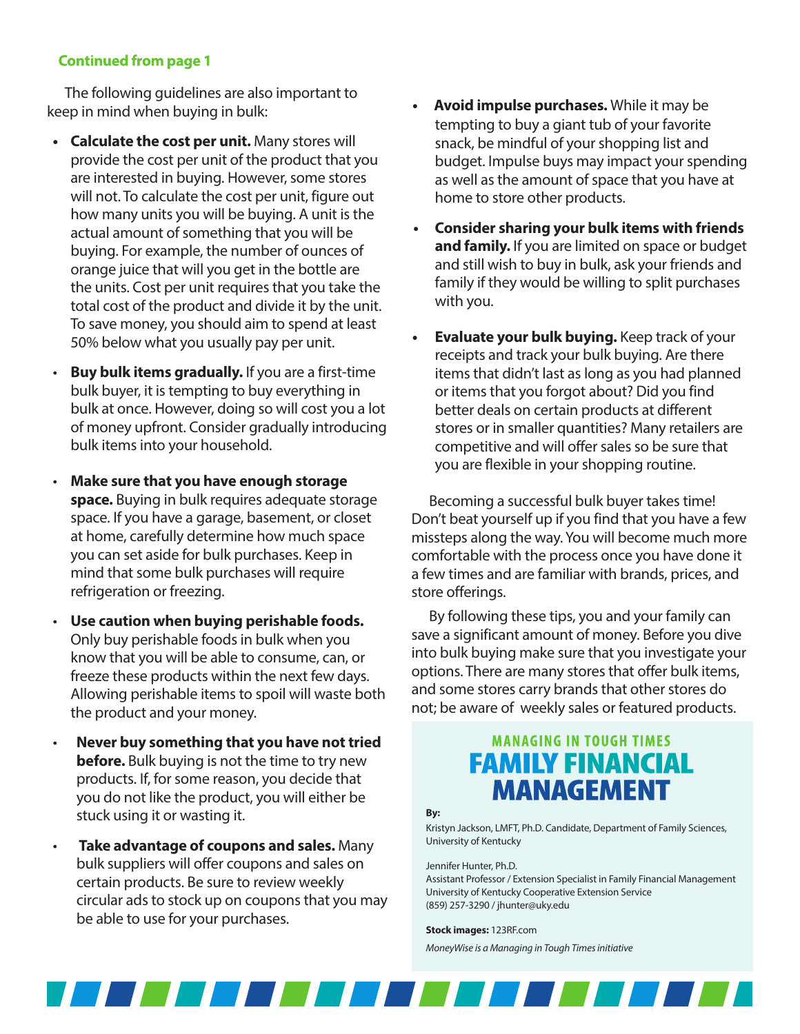**Continued from page 1**

The following guidelines are also important to keep in mind when buying in bulk:

- **Calculate the cost per unit.** Many stores will provide the cost per unit of the product that you are interested in buying. However, some stores will not. To calculate the cost per unit, figure out how many units you will be buying. A unit is the actual amount of something that you will be buying. For example, the number of ounces of orange juice that will you get in the bottle are the units. Cost per unit requires that you take the total cost of the product and divide it by the unit. To save money, you should aim to spend at least 50% below what you usually pay per unit.
- **Buy bulk items gradually.** If you are a first-time bulk buyer, it is tempting to buy everything in bulk at once. However, doing so will cost you a lot of money upfront. Consider gradually introducing bulk items into your household.
- **Make sure that you have enough storage space.** Buying in bulk requires adequate storage space. If you have a garage, basement, or closet at home, carefully determine how much space you can set aside for bulk purchases. Keep in mind that some bulk purchases will require refrigeration or freezing.
- **Use caution when buying perishable foods.** Only buy perishable foods in bulk when you know that you will be able to consume, can, or freeze these products within the next few days. Allowing perishable items to spoil will waste both the product and your money.
- **Never buy something that you have not tried before.** Bulk buying is not the time to try new products. If, for some reason, you decide that you do not like the product, you will either be stuck using it or wasting it.
- **Take advantage of coupons and sales.** Many bulk suppliers will offer coupons and sales on certain products. Be sure to review weekly circular ads to stock up on coupons that you may be able to use for your purchases.
- **Avoid impulse purchases.** While it may be tempting to buy a giant tub of your favorite snack, be mindful of your shopping list and budget. Impulse buys may impact your spending as well as the amount of space that you have at home to store other products.
- **Consider sharing your bulk items with friends and family.** If you are limited on space or budget and still wish to buy in bulk, ask your friends and family if they would be willing to split purchases with you.
- **Evaluate your bulk buying.** Keep track of your receipts and track your bulk buying. Are there items that didn't last as long as you had planned or items that you forgot about? Did you find better deals on certain products at different stores or in smaller quantities? Many retailers are competitive and will offer sales so be sure that you are flexible in your shopping routine.

Becoming a successful bulk buyer takes time! Don't beat yourself up if you find that you have a few missteps along the way. You will become much more comfortable with the process once you have done it a few times and are familiar with brands, prices, and store offerings.

By following these tips, you and your family can save a significant amount of money. Before you dive into bulk buying make sure that you investigate your options. There are many stores that offer bulk items, and some stores carry brands that other stores do not; be aware of weekly sales or featured products.

MANAGING IN TOUGH TIMES

## FAMILY FINANCIAL MANAGEMENT

**By:**

Kristyn Jackson, LMFT, Ph.D. Candidate, Department of Family Sciences, University of Kentucky

Jennifer Hunter, Ph.D.
Assistant Professor / Extension Specialist in Family Financial Management
University of Kentucky Cooperative Extension Service
(859) 257-3290 / jhunter@uky.edu

**Stock images:** 123RF.com

*MoneyWise is a Managing in Tough Times initiative*